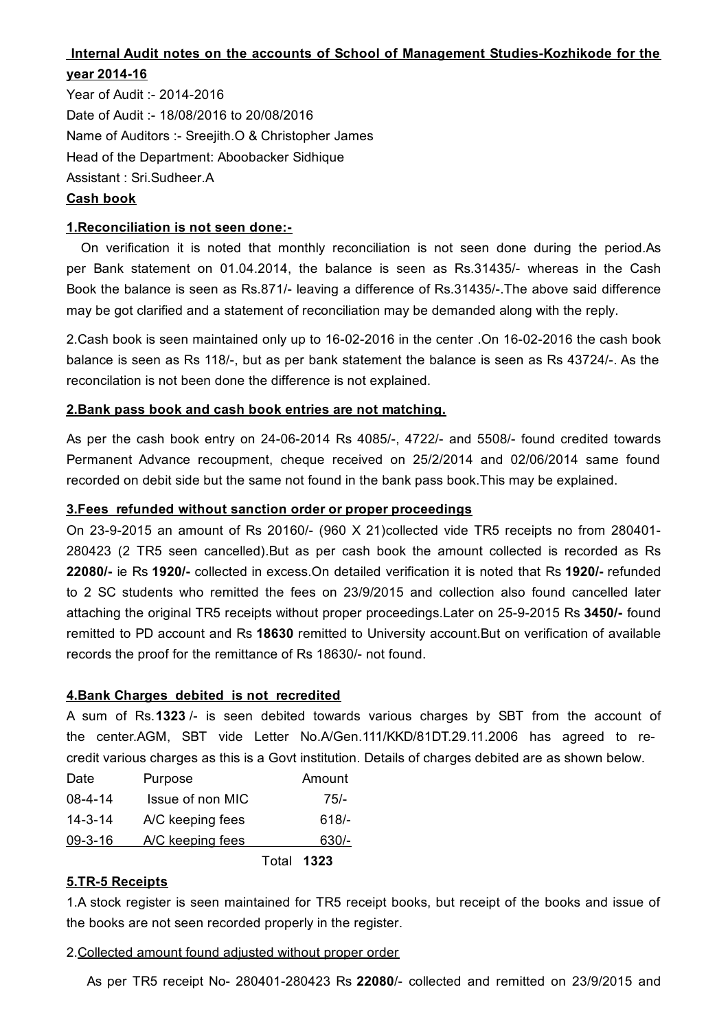**Internal Audit notes on the accounts of School of Management Studies-Kozhikode for the year 2014-16**

Year of Audit :- 2014-2016
Date of Audit :- 18/08/2016 to 20/08/2016
Name of Auditors :- Sreejith.O & Christopher James
Head of the Department: Aboobacker Sidhique
Assistant : Sri.Sudheer.A

**Cash book**

**1.Reconciliation is not seen done:-**

On verification it is noted that monthly reconciliation is not seen done during the period.As per Bank statement on 01.04.2014, the balance is seen as Rs.31435/- whereas in the Cash Book the balance is seen as Rs.871/- leaving a difference of Rs.31435/-.The above said difference may be got clarified and a statement of reconciliation may be demanded along with the reply.

2.Cash book is seen maintained only up to 16-02-2016 in the center .On 16-02-2016 the cash book balance is seen as Rs 118/-, but as per bank statement the balance is seen as Rs 43724/-. As the reconcilation is not been done the difference is not explained.

**2.Bank pass book and cash book entries are not matching.**

As per the cash book entry on 24-06-2014 Rs 4085/-, 4722/- and 5508/- found credited towards Permanent Advance recoupment, cheque received on 25/2/2014 and 02/06/2014 same found recorded on debit side but the same not found in the bank pass book.This may be explained.

**3.Fees refunded without sanction order or proper proceedings**

On 23-9-2015 an amount of Rs 20160/- (960 X 21)collected vide TR5 receipts no from 280401-280423 (2 TR5 seen cancelled).But as per cash book the amount collected is recorded as Rs **22080/-** ie Rs **1920/-** collected in excess.On detailed verification it is noted that Rs **1920/-** refunded to 2 SC students who remitted the fees on 23/9/2015 and collection also found cancelled later attaching the original TR5 receipts without proper proceedings.Later on 25-9-2015 Rs **3450/-** found remitted to PD account and Rs **18630** remitted to University account.But on verification of available records the proof for the remittance of Rs 18630/- not found.

**4.Bank Charges debited is not recredited**

A sum of Rs.**1323** /- is seen debited towards various charges by SBT from the account of the center.AGM, SBT vide Letter No.A/Gen.111/KKD/81DT.29.11.2006 has agreed to re-credit various charges as this is a Govt institution. Details of charges debited are as shown below.

| Date | Purpose | Amount |
|---|---|---|
| 08-4-14 | Issue of non MIC | 75/- |
| 14-3-14 | A/C keeping fees | 618/- |
| 09-3-16 | A/C keeping fees | 630/- |
| | Total | **1323** |

**5.TR-5 Receipts**

1.A stock register is seen maintained for TR5 receipt books, but receipt of the books and issue of the books are not seen recorded properly in the register.

2.Collected amount found adjusted without proper order

As per TR5 receipt No- 280401-280423 Rs **22080**/- collected and remitted on 23/9/2015 and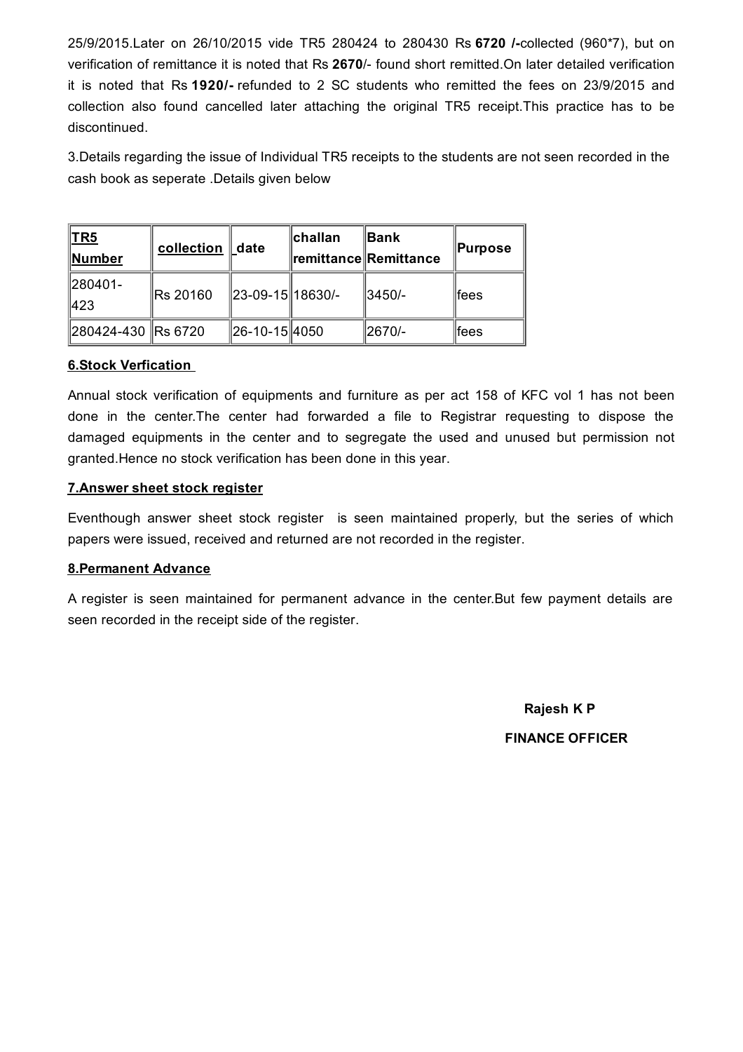25/9/2015.Later on 26/10/2015 vide TR5 280424 to 280430 Rs **6720 /-**collected (960*7), but on verification of remittance it is noted that Rs **2670**/- found short remitted.On later detailed verification it is noted that Rs **1920/-** refunded to 2 SC students who remitted the fees on 23/9/2015 and collection also found cancelled later attaching the original TR5 receipt.This practice has to be discontinued.

3.Details regarding the issue of Individual TR5 receipts to the students are not seen recorded in the cash book as seperate .Details given below

| TR5 Number | collection | date | challan remittance | Bank Remittance | Purpose |
|---|---|---|---|---|---|
| 280401-423 | Rs 20160 | 23-09-15 | 18630/- | 3450/- | fees |
| 280424-430 | Rs 6720 | 26-10-15 | 4050 | 2670/- | fees |

**6.Stock Verfication**

Annual stock verification of equipments and furniture as per act 158 of KFC vol 1 has not been done in the center.The center had forwarded a file to Registrar requesting to dispose the damaged equipments in the center and to segregate the used and unused but permission not granted.Hence no stock verification has been done in this year.

**7.Answer sheet stock register**

Eventhough answer sheet stock register is seen maintained properly, but the series of which papers were issued, received and returned are not recorded in the register.

**8.Permanent Advance**

A register is seen maintained for permanent advance in the center.But few payment details are seen recorded in the receipt side of the register.

**Rajesh K P**

**FINANCE OFFICER**